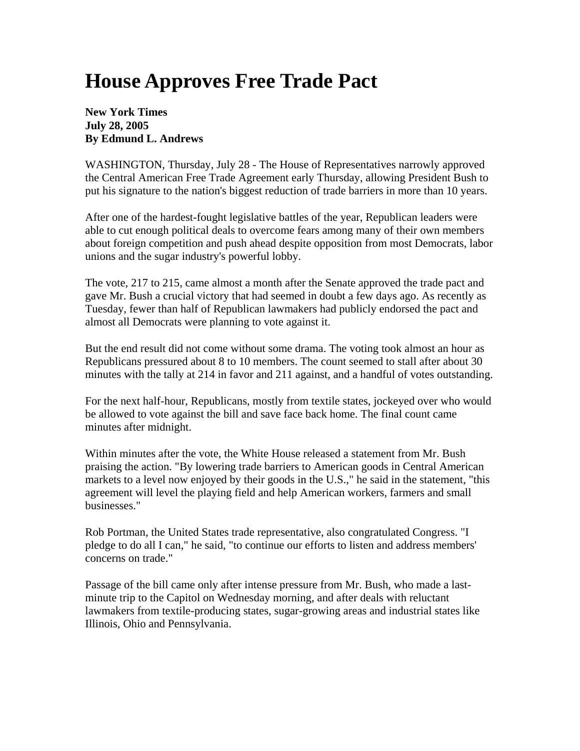# House Approves Free Trade Pact

**New York Times**
**July 28, 2005**
**By Edmund L. Andrews**

WASHINGTON, Thursday, July 28 - The House of Representatives narrowly approved the Central American Free Trade Agreement early Thursday, allowing President Bush to put his signature to the nation's biggest reduction of trade barriers in more than 10 years.

After one of the hardest-fought legislative battles of the year, Republican leaders were able to cut enough political deals to overcome fears among many of their own members about foreign competition and push ahead despite opposition from most Democrats, labor unions and the sugar industry's powerful lobby.

The vote, 217 to 215, came almost a month after the Senate approved the trade pact and gave Mr. Bush a crucial victory that had seemed in doubt a few days ago. As recently as Tuesday, fewer than half of Republican lawmakers had publicly endorsed the pact and almost all Democrats were planning to vote against it.

But the end result did not come without some drama. The voting took almost an hour as Republicans pressured about 8 to 10 members. The count seemed to stall after about 30 minutes with the tally at 214 in favor and 211 against, and a handful of votes outstanding.

For the next half-hour, Republicans, mostly from textile states, jockeyed over who would be allowed to vote against the bill and save face back home. The final count came minutes after midnight.

Within minutes after the vote, the White House released a statement from Mr. Bush praising the action. "By lowering trade barriers to American goods in Central American markets to a level now enjoyed by their goods in the U.S.," he said in the statement, "this agreement will level the playing field and help American workers, farmers and small businesses."

Rob Portman, the United States trade representative, also congratulated Congress. "I pledge to do all I can," he said, "to continue our efforts to listen and address members' concerns on trade."

Passage of the bill came only after intense pressure from Mr. Bush, who made a last-minute trip to the Capitol on Wednesday morning, and after deals with reluctant lawmakers from textile-producing states, sugar-growing areas and industrial states like Illinois, Ohio and Pennsylvania.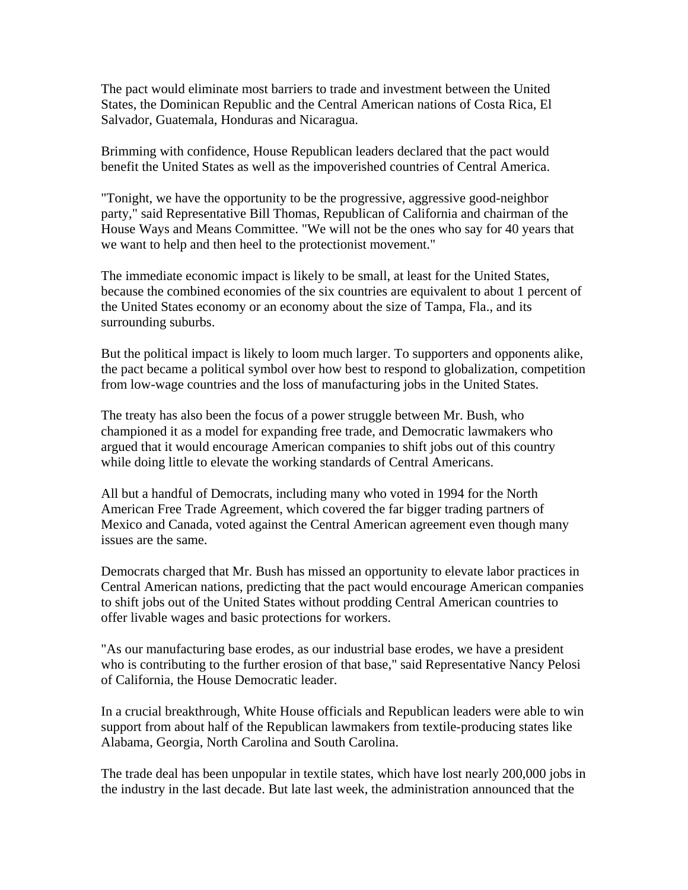The pact would eliminate most barriers to trade and investment between the United States, the Dominican Republic and the Central American nations of Costa Rica, El Salvador, Guatemala, Honduras and Nicaragua.

Brimming with confidence, House Republican leaders declared that the pact would benefit the United States as well as the impoverished countries of Central America.

"Tonight, we have the opportunity to be the progressive, aggressive good-neighbor party," said Representative Bill Thomas, Republican of California and chairman of the House Ways and Means Committee. "We will not be the ones who say for 40 years that we want to help and then heel to the protectionist movement."

The immediate economic impact is likely to be small, at least for the United States, because the combined economies of the six countries are equivalent to about 1 percent of the United States economy or an economy about the size of Tampa, Fla., and its surrounding suburbs.

But the political impact is likely to loom much larger. To supporters and opponents alike, the pact became a political symbol over how best to respond to globalization, competition from low-wage countries and the loss of manufacturing jobs in the United States.

The treaty has also been the focus of a power struggle between Mr. Bush, who championed it as a model for expanding free trade, and Democratic lawmakers who argued that it would encourage American companies to shift jobs out of this country while doing little to elevate the working standards of Central Americans.

All but a handful of Democrats, including many who voted in 1994 for the North American Free Trade Agreement, which covered the far bigger trading partners of Mexico and Canada, voted against the Central American agreement even though many issues are the same.

Democrats charged that Mr. Bush has missed an opportunity to elevate labor practices in Central American nations, predicting that the pact would encourage American companies to shift jobs out of the United States without prodding Central American countries to offer livable wages and basic protections for workers.

"As our manufacturing base erodes, as our industrial base erodes, we have a president who is contributing to the further erosion of that base," said Representative Nancy Pelosi of California, the House Democratic leader.

In a crucial breakthrough, White House officials and Republican leaders were able to win support from about half of the Republican lawmakers from textile-producing states like Alabama, Georgia, North Carolina and South Carolina.

The trade deal has been unpopular in textile states, which have lost nearly 200,000 jobs in the industry in the last decade. But late last week, the administration announced that the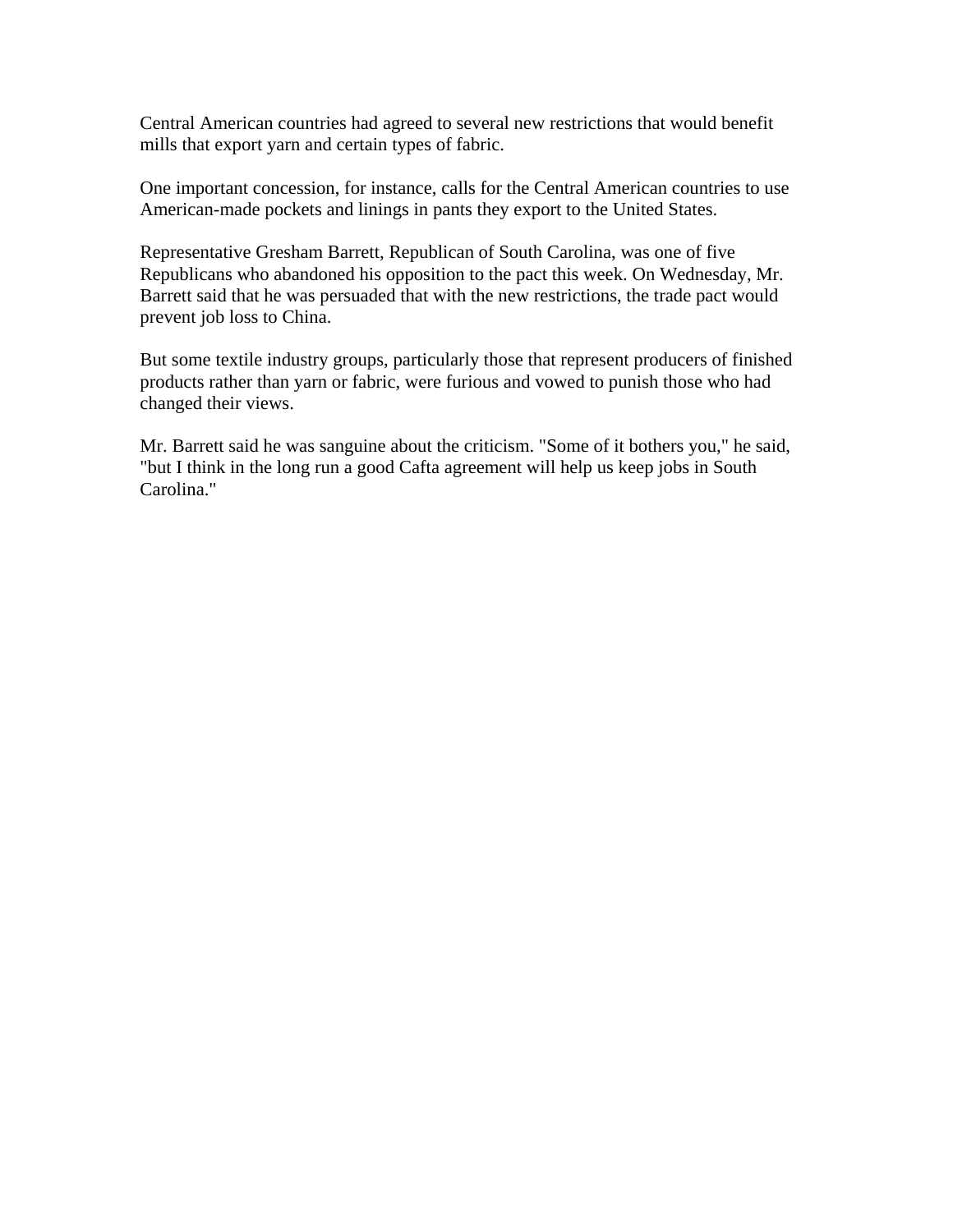Central American countries had agreed to several new restrictions that would benefit mills that export yarn and certain types of fabric.

One important concession, for instance, calls for the Central American countries to use American-made pockets and linings in pants they export to the United States.

Representative Gresham Barrett, Republican of South Carolina, was one of five Republicans who abandoned his opposition to the pact this week. On Wednesday, Mr. Barrett said that he was persuaded that with the new restrictions, the trade pact would prevent job loss to China.

But some textile industry groups, particularly those that represent producers of finished products rather than yarn or fabric, were furious and vowed to punish those who had changed their views.

Mr. Barrett said he was sanguine about the criticism. "Some of it bothers you," he said, "but I think in the long run a good Cafta agreement will help us keep jobs in South Carolina."